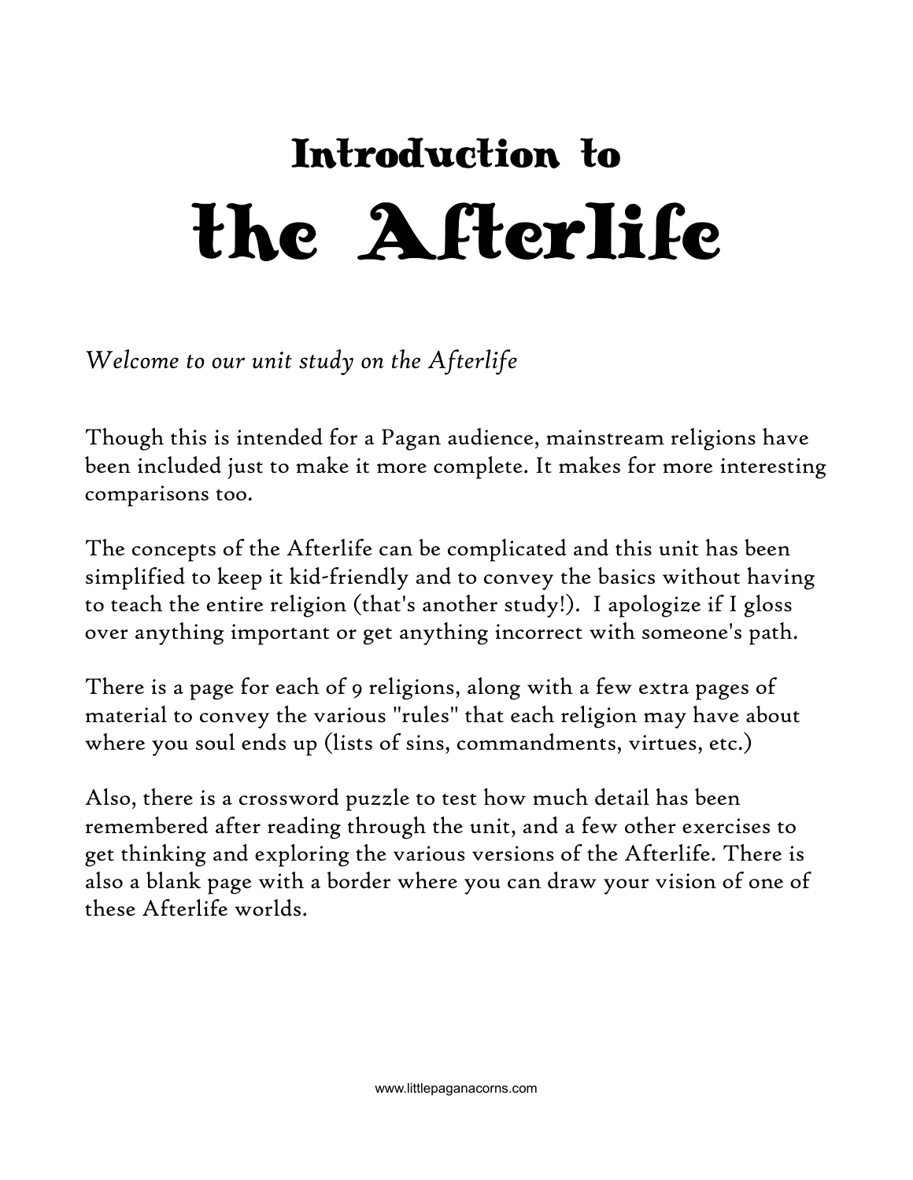# Introduction to the Afterlife

*Welcome to our unit study on the Afterlife*

Though this is intended for a Pagan audience, mainstream religions have been included just to make it more complete. It makes for more interesting comparisons too.

The concepts of the Afterlife can be complicated and this unit has been simplified to keep it kid-friendly and to convey the basics without having to teach the entire religion (that's another study!). I apologize if I gloss over anything important or get anything incorrect with someone's path.

There is a page for each of 9 religions, along with a few extra pages of material to convey the various "rules" that each religion may have about where you soul ends up (lists of sins, commandments, virtues, etc.)

Also, there is a crossword puzzle to test how much detail has been remembered after reading through the unit, and a few other exercises to get thinking and exploring the various versions of the Afterlife. There is also a blank page with a border where you can draw your vision of one of these Afterlife worlds.

www.littlepaganacorns.com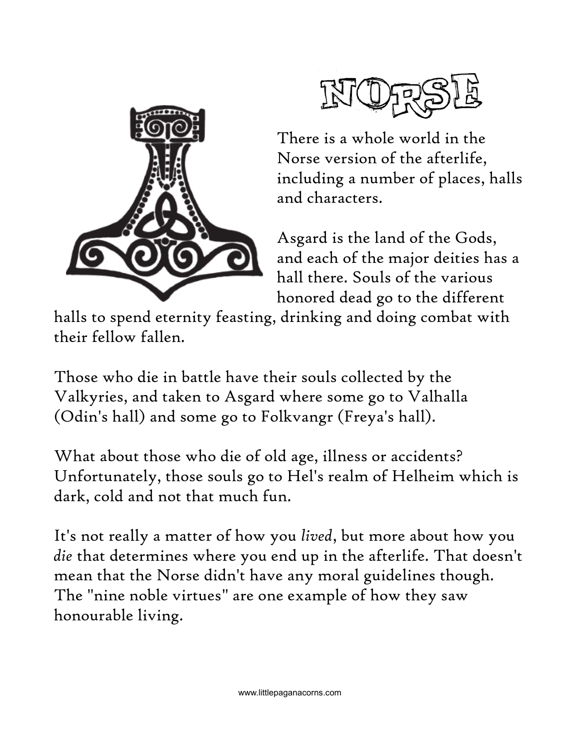# NORSE

There is a whole world in the Norse version of the afterlife, including a number of places, halls and characters.

Asgard is the land of the Gods, and each of the major deities has a hall there. Souls of the various honored dead go to the different halls to spend eternity feasting, drinking and doing combat with their fellow fallen.

Those who die in battle have their souls collected by the Valkyries, and taken to Asgard where some go to Valhalla (Odin's hall) and some go to Folkvangr (Freya's hall).

What about those who die of old age, illness or accidents? Unfortunately, those souls go to Hel's realm of Helheim which is dark, cold and not that much fun.

It's not really a matter of how you *lived*, but more about how you *die* that determines where you end up in the afterlife. That doesn't mean that the Norse didn't have any moral guidelines though. The "nine noble virtues" are one example of how they saw honourable living.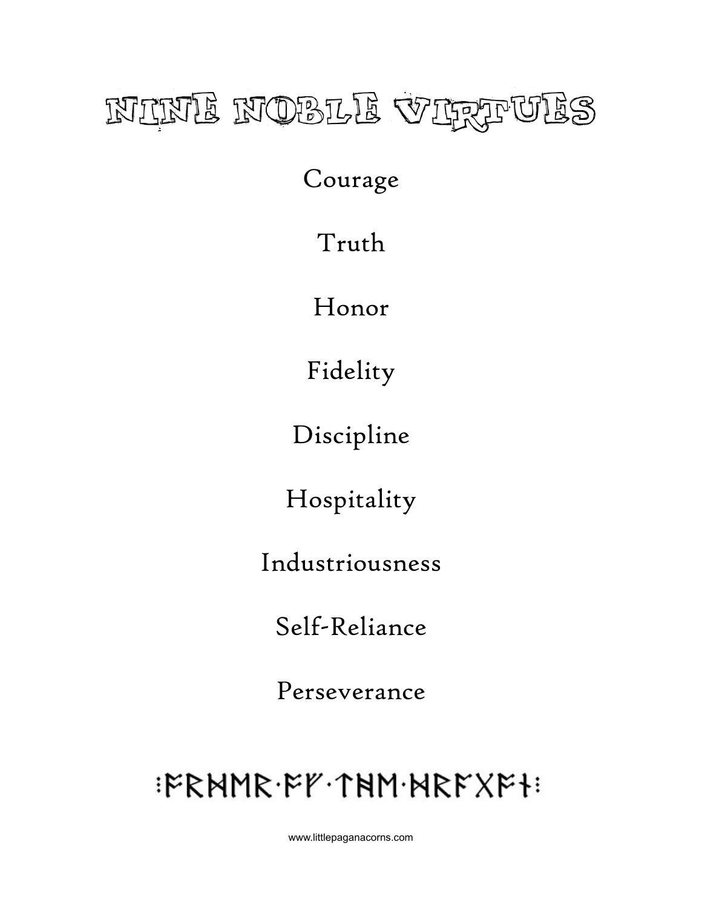# NINE NOBLE VIRTUES

Courage

Truth

Honor

Fidelity

Discipline

Hospitality

Industriousness

Self-Reliance

Perseverance

⁝ᚠᚱᚻᛖᚱ·ᚠᚴ·ᛏᚻᛖ·ᚻᚱᚠᚷᚠᚾ⁝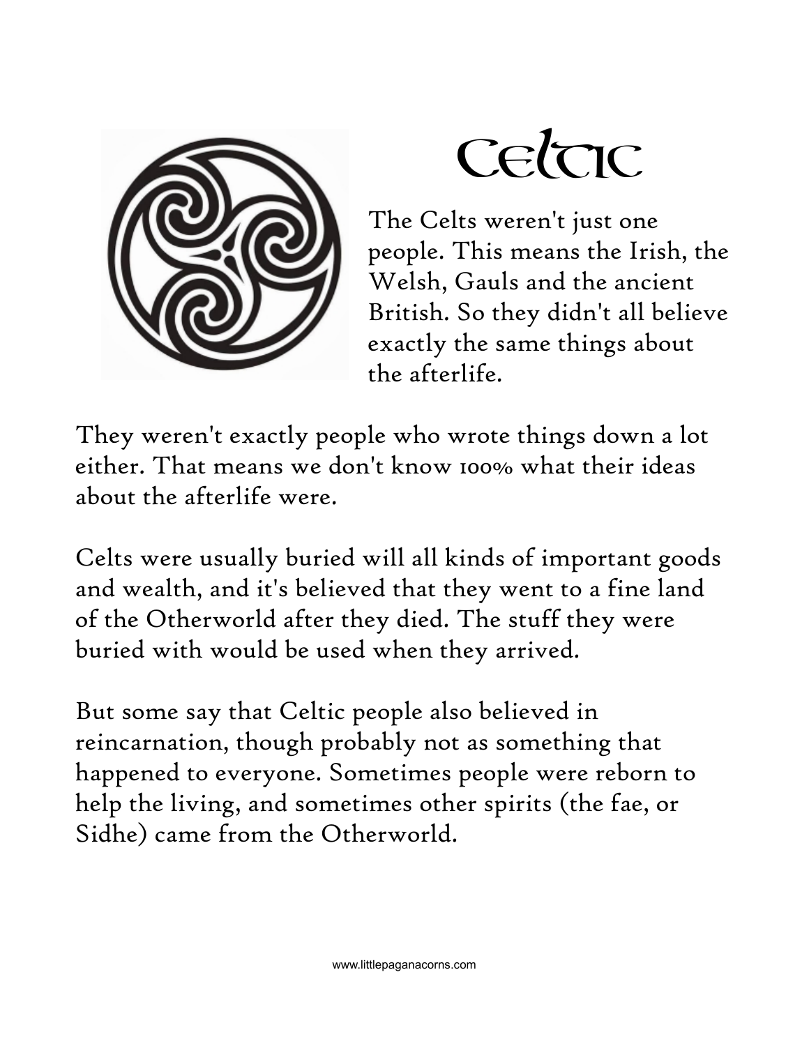# Celtic

The Celts weren't just one people. This means the Irish, the Welsh, Gauls and the ancient British. So they didn't all believe exactly the same things about the afterlife.

They weren't exactly people who wrote things down a lot either. That means we don't know 100% what their ideas about the afterlife were.

Celts were usually buried will all kinds of important goods and wealth, and it's believed that they went to a fine land of the Otherworld after they died. The stuff they were buried with would be used when they arrived.

But some say that Celtic people also believed in reincarnation, though probably not as something that happened to everyone. Sometimes people were reborn to help the living, and sometimes other spirits (the fae, or Sidhe) came from the Otherworld.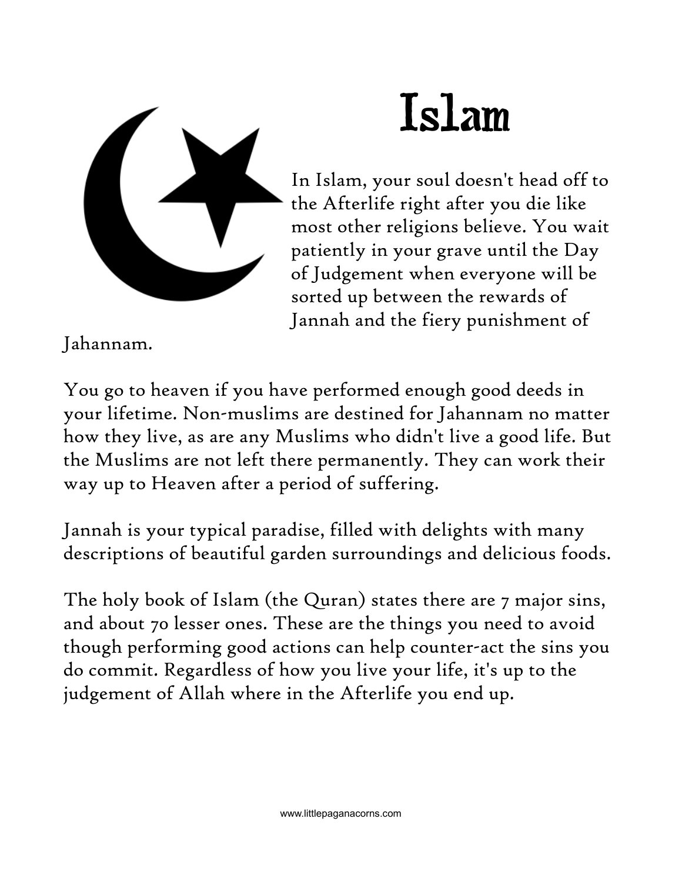# Islam

In Islam, your soul doesn't head off to the Afterlife right after you die like most other religions believe. You wait patiently in your grave until the Day of Judgement when everyone will be sorted up between the rewards of Jannah and the fiery punishment of Jahannam.

You go to heaven if you have performed enough good deeds in your lifetime. Non-muslims are destined for Jahannam no matter how they live, as are any Muslims who didn't live a good life. But the Muslims are not left there permanently. They can work their way up to Heaven after a period of suffering.

Jannah is your typical paradise, filled with delights with many descriptions of beautiful garden surroundings and delicious foods.

The holy book of Islam (the Quran) states there are 7 major sins, and about 70 lesser ones. These are the things you need to avoid though performing good actions can help counter-act the sins you do commit. Regardless of how you live your life, it's up to the judgement of Allah where in the Afterlife you end up.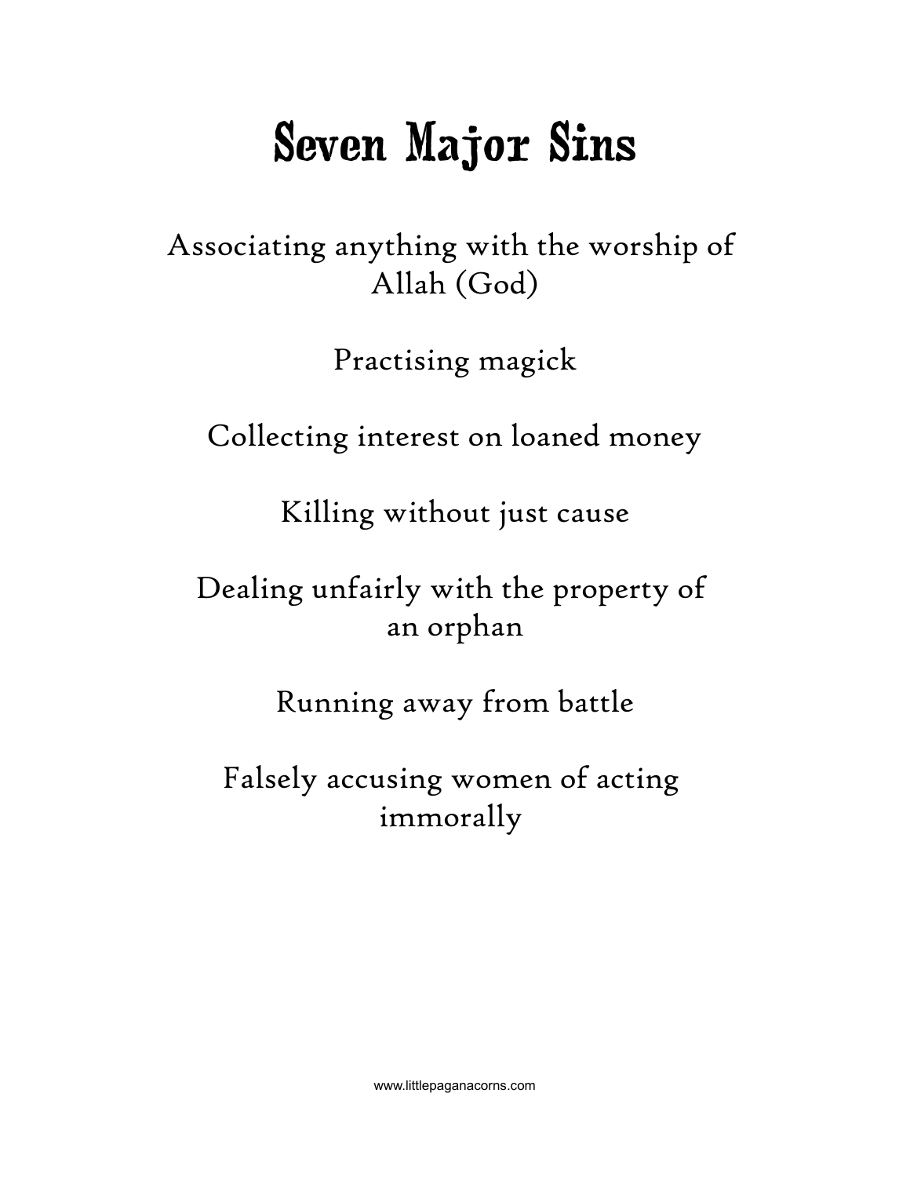# Seven Major Sins

Associating anything with the worship of Allah (God)

Practising magick

Collecting interest on loaned money

Killing without just cause

Dealing unfairly with the property of an orphan

Running away from battle

Falsely accusing women of acting immorally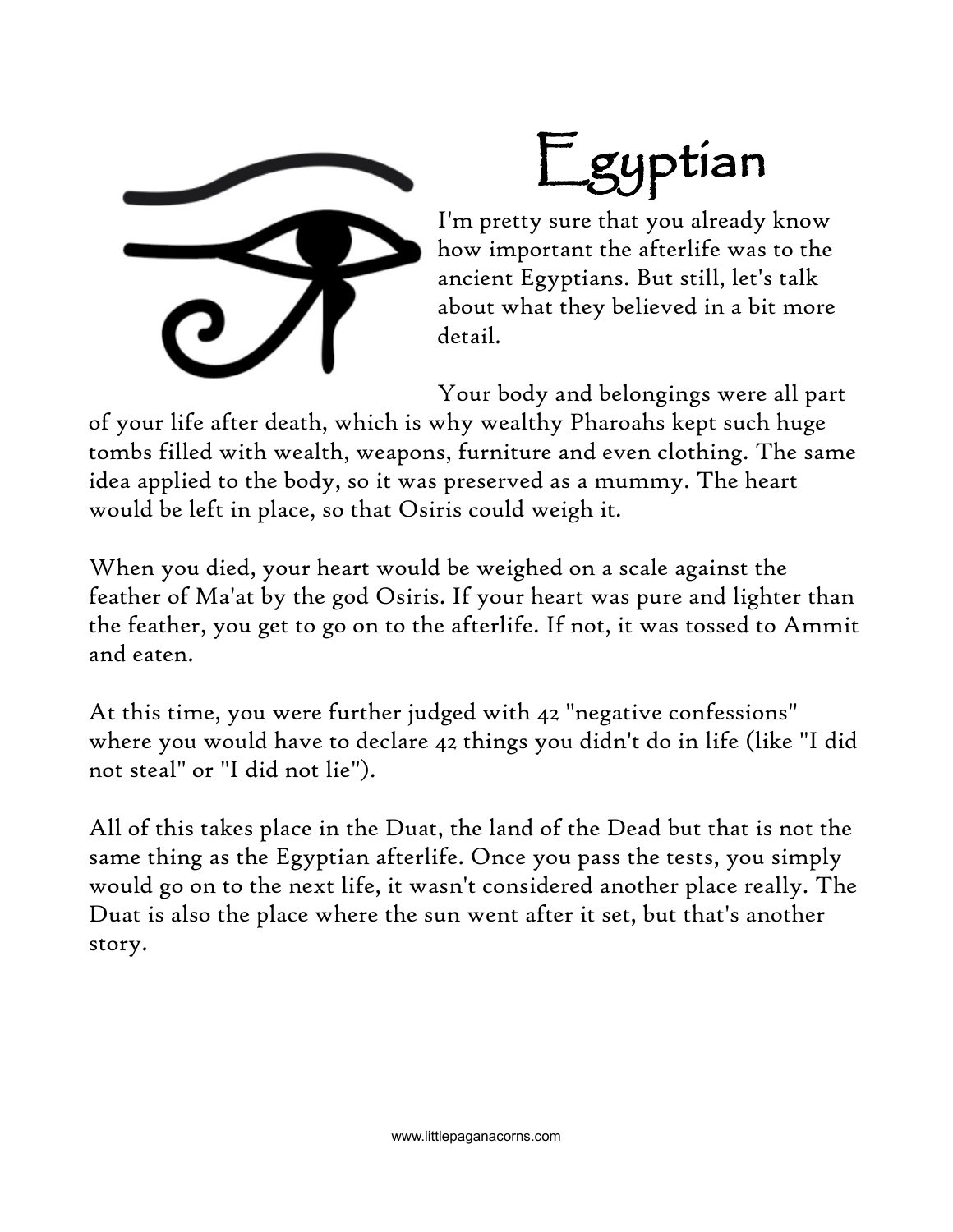# Egyptian

I'm pretty sure that you already know how important the afterlife was to the ancient Egyptians. But still, let's talk about what they believed in a bit more detail.

Your body and belongings were all part of your life after death, which is why wealthy Pharoahs kept such huge tombs filled with wealth, weapons, furniture and even clothing. The same idea applied to the body, so it was preserved as a mummy. The heart would be left in place, so that Osiris could weigh it.

When you died, your heart would be weighed on a scale against the feather of Ma'at by the god Osiris. If your heart was pure and lighter than the feather, you get to go on to the afterlife. If not, it was tossed to Ammit and eaten.

At this time, you were further judged with 42 "negative confessions" where you would have to declare 42 things you didn't do in life (like "I did not steal" or "I did not lie").

All of this takes place in the Duat, the land of the Dead but that is not the same thing as the Egyptian afterlife. Once you pass the tests, you simply would go on to the next life, it wasn't considered another place really. The Duat is also the place where the sun went after it set, but that's another story.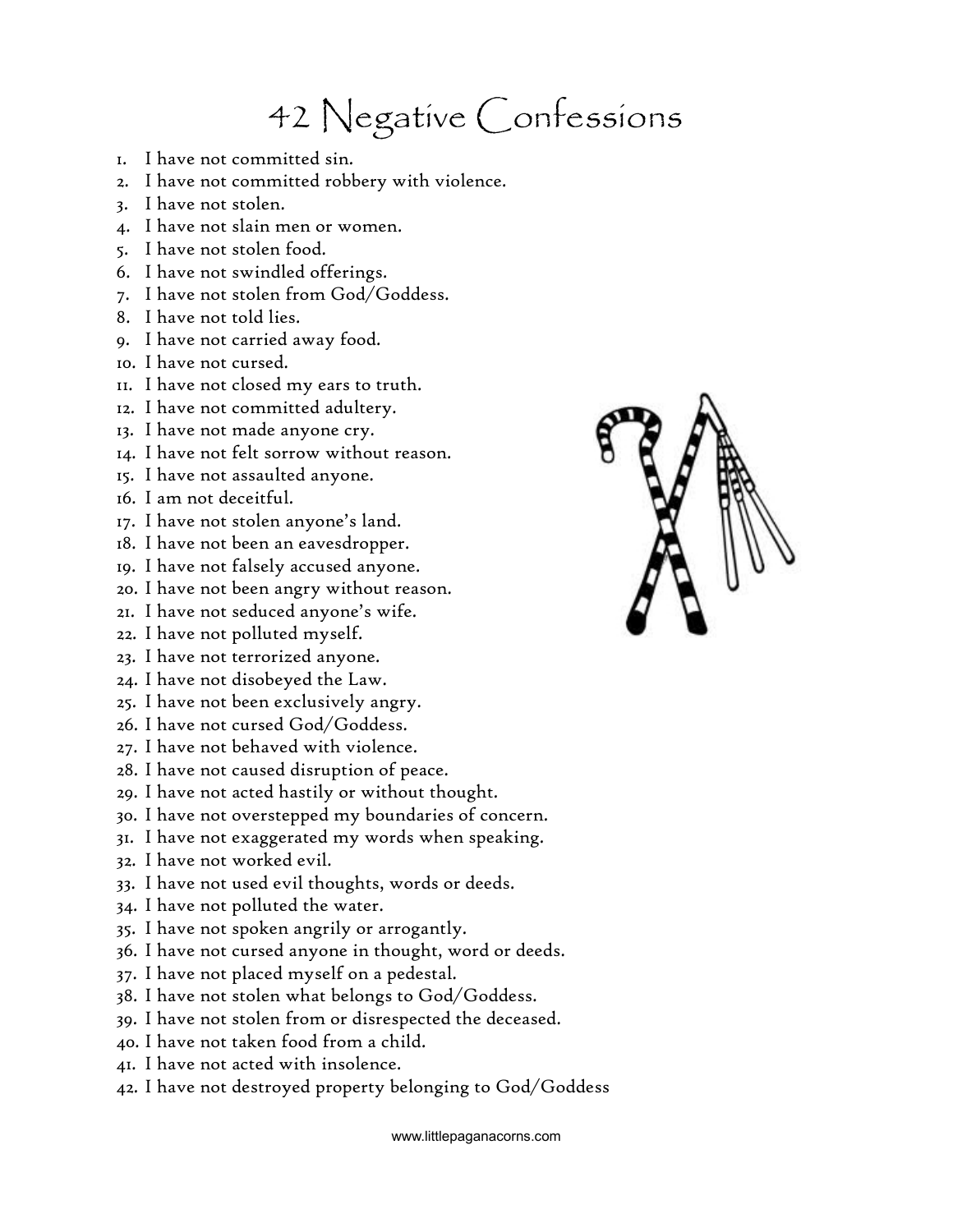# 42 Negative Confessions

1. I have not committed sin.
2. I have not committed robbery with violence.
3. I have not stolen.
4. I have not slain men or women.
5. I have not stolen food.
6. I have not swindled offerings.
7. I have not stolen from God/Goddess.
8. I have not told lies.
9. I have not carried away food.
10. I have not cursed.
11. I have not closed my ears to truth.
12. I have not committed adultery.
13. I have not made anyone cry.
14. I have not felt sorrow without reason.
15. I have not assaulted anyone.
16. I am not deceitful.
17. I have not stolen anyone's land.
18. I have not been an eavesdropper.
19. I have not falsely accused anyone.
20. I have not been angry without reason.
21. I have not seduced anyone's wife.
22. I have not polluted myself.
23. I have not terrorized anyone.
24. I have not disobeyed the Law.
25. I have not been exclusively angry.
26. I have not cursed God/Goddess.
27. I have not behaved with violence.
28. I have not caused disruption of peace.
29. I have not acted hastily or without thought.
30. I have not overstepped my boundaries of concern.
31. I have not exaggerated my words when speaking.
32. I have not worked evil.
33. I have not used evil thoughts, words or deeds.
34. I have not polluted the water.
35. I have not spoken angrily or arrogantly.
36. I have not cursed anyone in thought, word or deeds.
37. I have not placed myself on a pedestal.
38. I have not stolen what belongs to God/Goddess.
39. I have not stolen from or disrespected the deceased.
40. I have not taken food from a child.
41. I have not acted with insolence.
42. I have not destroyed property belonging to God/Goddess

www.littlepaganacorns.com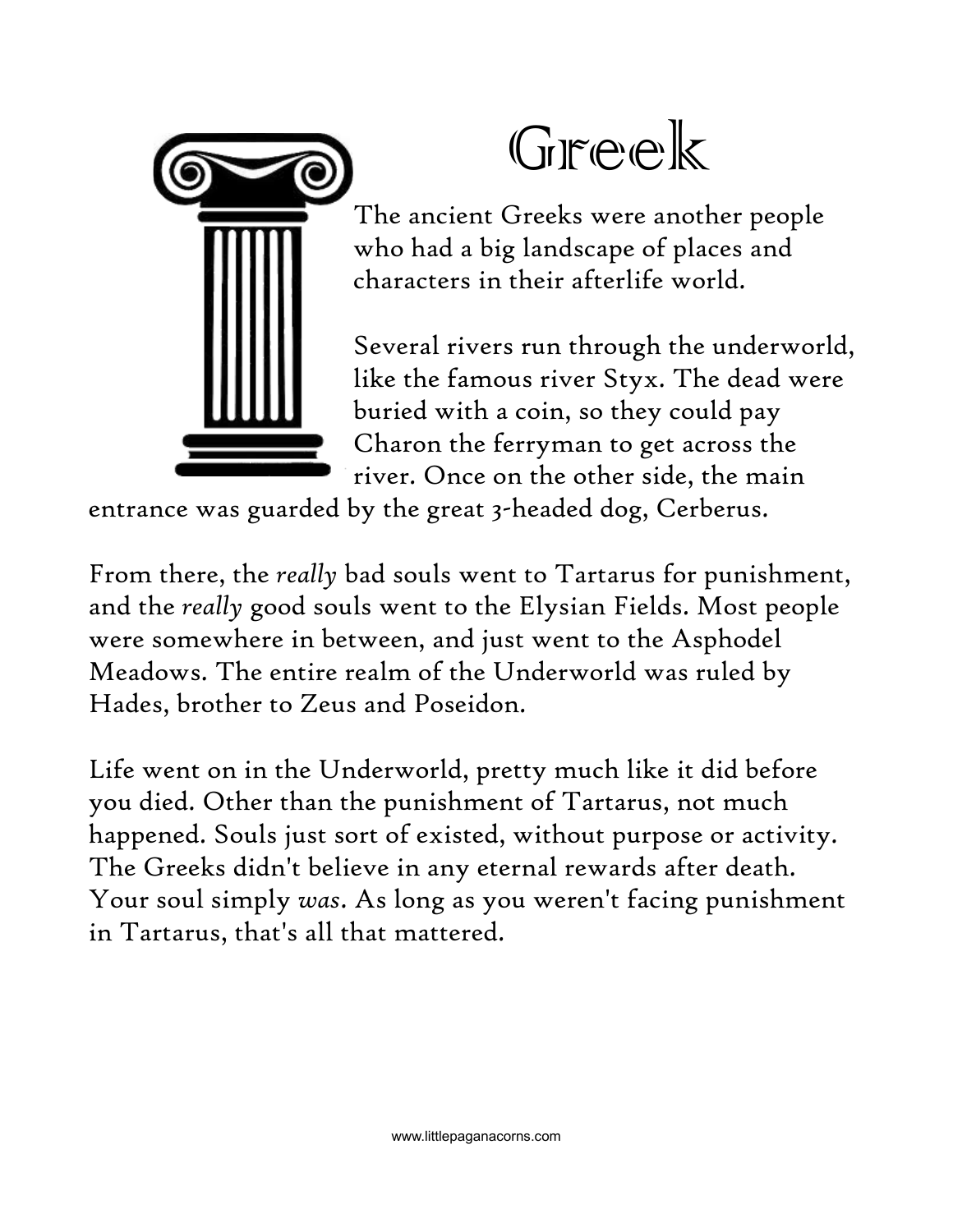# Greek

The ancient Greeks were another people who had a big landscape of places and characters in their afterlife world.

Several rivers run through the underworld, like the famous river Styx. The dead were buried with a coin, so they could pay Charon the ferryman to get across the river. Once on the other side, the main entrance was guarded by the great 3-headed dog, Cerberus.

From there, the *really* bad souls went to Tartarus for punishment, and the *really* good souls went to the Elysian Fields. Most people were somewhere in between, and just went to the Asphodel Meadows. The entire realm of the Underworld was ruled by Hades, brother to Zeus and Poseidon.

Life went on in the Underworld, pretty much like it did before you died. Other than the punishment of Tartarus, not much happened. Souls just sort of existed, without purpose or activity. The Greeks didn't believe in any eternal rewards after death. Your soul simply *was*. As long as you weren't facing punishment in Tartarus, that's all that mattered.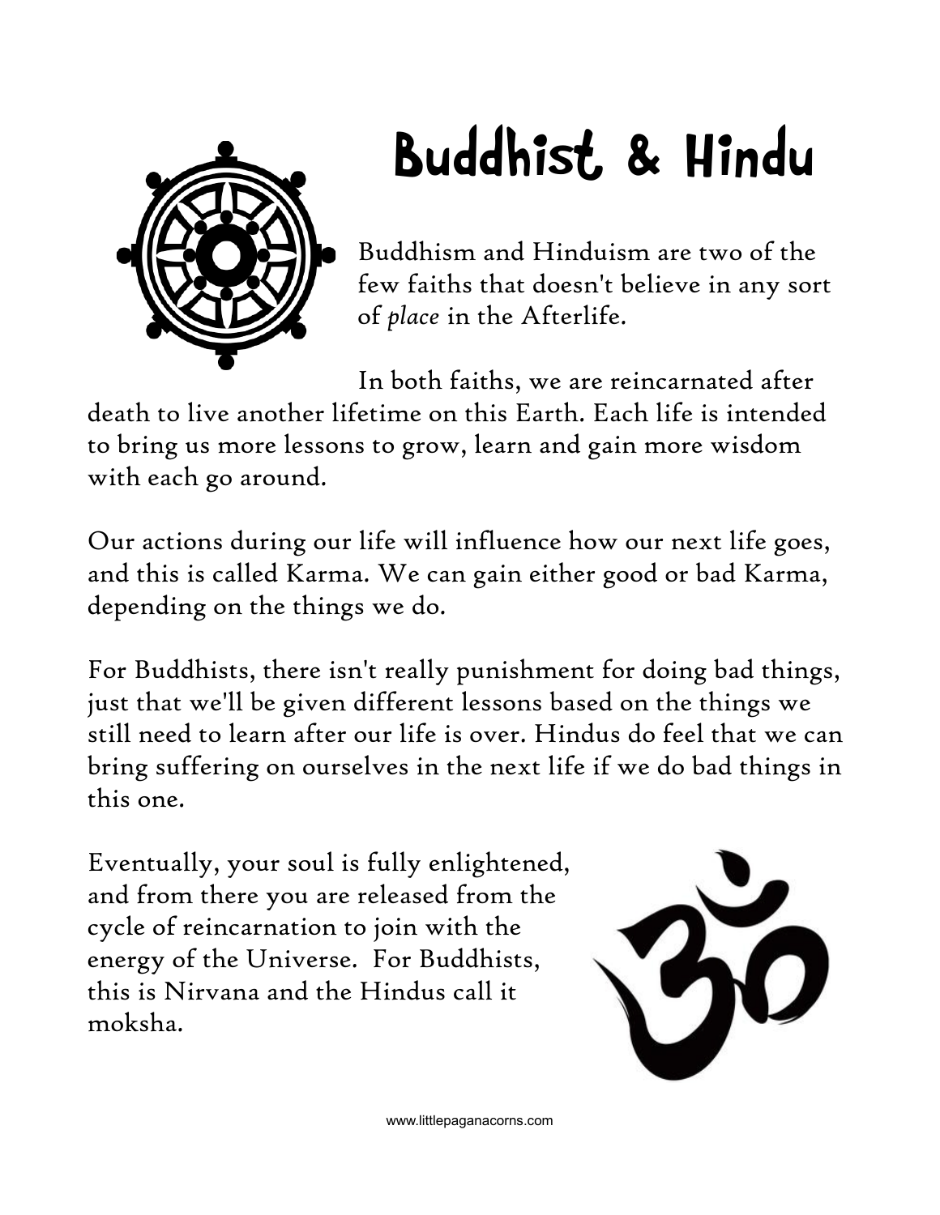# Buddhist & Hindu

Buddhism and Hinduism are two of the few faiths that doesn't believe in any sort of *place* in the Afterlife.

In both faiths, we are reincarnated after death to live another lifetime on this Earth. Each life is intended to bring us more lessons to grow, learn and gain more wisdom with each go around.

Our actions during our life will influence how our next life goes, and this is called Karma. We can gain either good or bad Karma, depending on the things we do.

For Buddhists, there isn't really punishment for doing bad things, just that we'll be given different lessons based on the things we still need to learn after our life is over. Hindus do feel that we can bring suffering on ourselves in the next life if we do bad things in this one.

Eventually, your soul is fully enlightened, and from there you are released from the cycle of reincarnation to join with the energy of the Universe. For Buddhists, this is Nirvana and the Hindus call it moksha.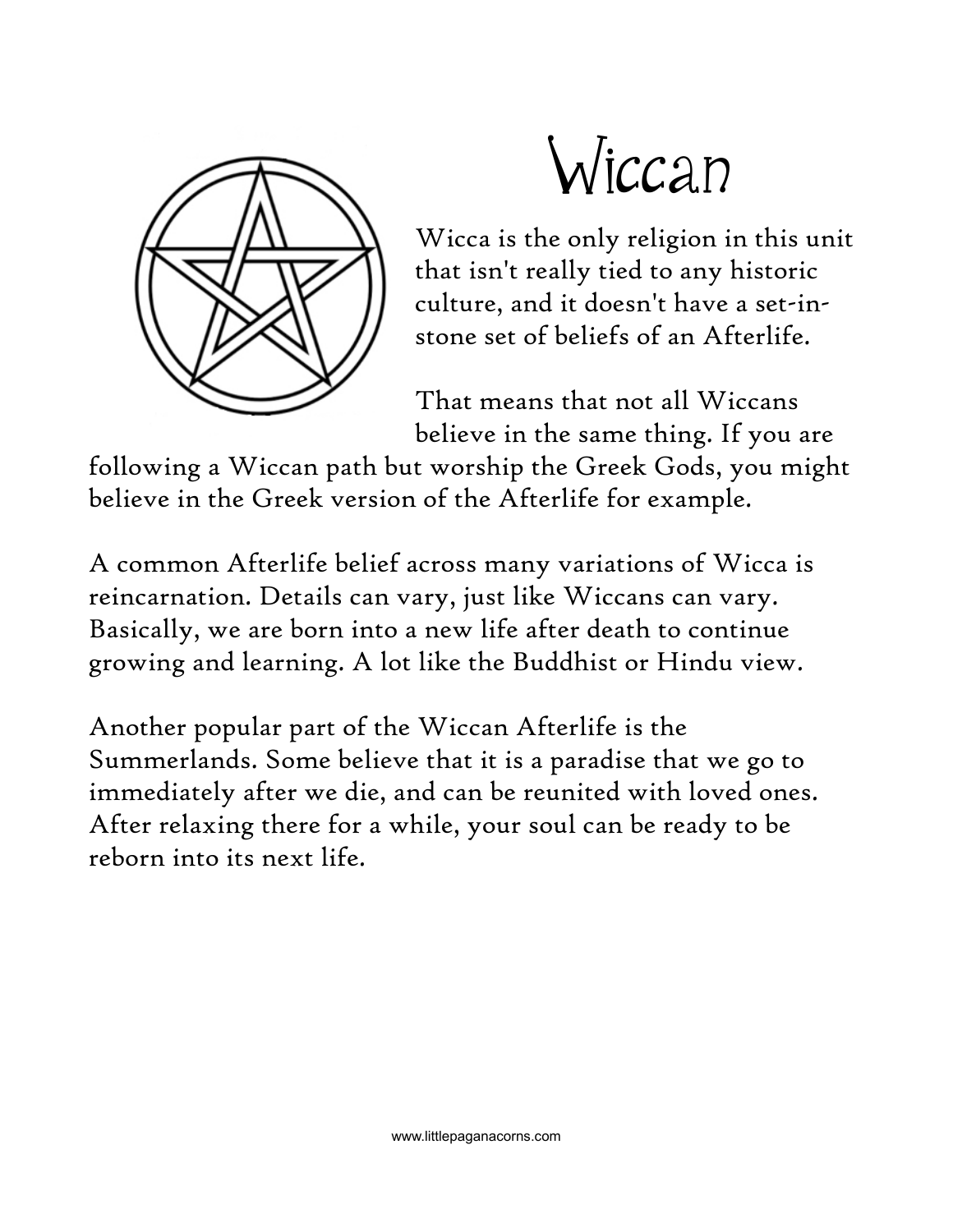# Wiccan

Wicca is the only religion in this unit that isn't really tied to any historic culture, and it doesn't have a set-in-stone set of beliefs of an Afterlife.

That means that not all Wiccans believe in the same thing. If you are following a Wiccan path but worship the Greek Gods, you might believe in the Greek version of the Afterlife for example.

A common Afterlife belief across many variations of Wicca is reincarnation. Details can vary, just like Wiccans can vary. Basically, we are born into a new life after death to continue growing and learning. A lot like the Buddhist or Hindu view.

Another popular part of the Wiccan Afterlife is the Summerlands. Some believe that it is a paradise that we go to immediately after we die, and can be reunited with loved ones. After relaxing there for a while, your soul can be ready to be reborn into its next life.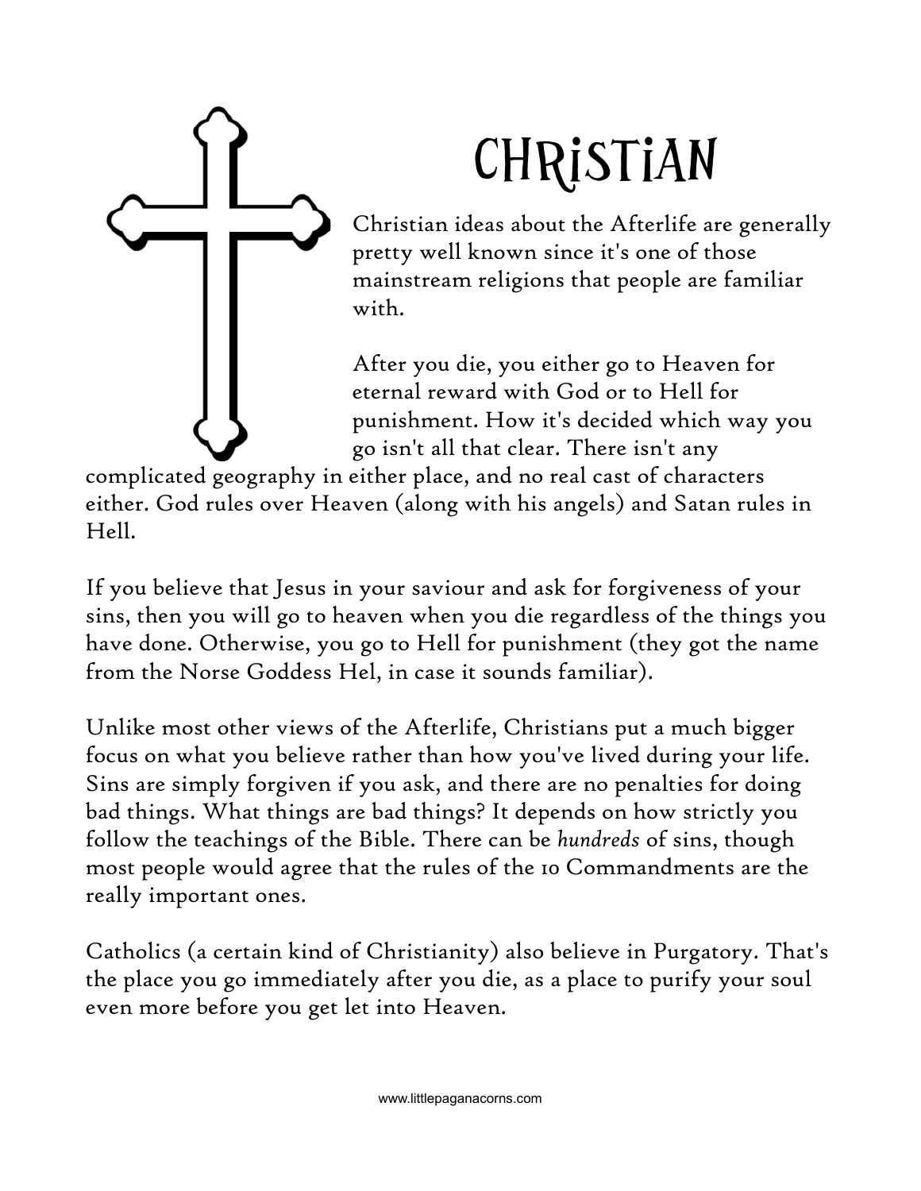# CHRISTIAN

Christian ideas about the Afterlife are generally pretty well known since it's one of those mainstream religions that people are familiar with.

After you die, you either go to Heaven for eternal reward with God or to Hell for punishment. How it's decided which way you go isn't all that clear. There isn't any complicated geography in either place, and no real cast of characters either. God rules over Heaven (along with his angels) and Satan rules in Hell.

If you believe that Jesus in your saviour and ask for forgiveness of your sins, then you will go to heaven when you die regardless of the things you have done. Otherwise, you go to Hell for punishment (they got the name from the Norse Goddess Hel, in case it sounds familiar).

Unlike most other views of the Afterlife, Christians put a much bigger focus on what you believe rather than how you've lived during your life. Sins are simply forgiven if you ask, and there are no penalties for doing bad things. What things are bad things? It depends on how strictly you follow the teachings of the Bible. There can be *hundreds* of sins, though most people would agree that the rules of the 10 Commandments are the really important ones.

Catholics (a certain kind of Christianity) also believe in Purgatory. That's the place you go immediately after you die, as a place to purify your soul even more before you get let into Heaven.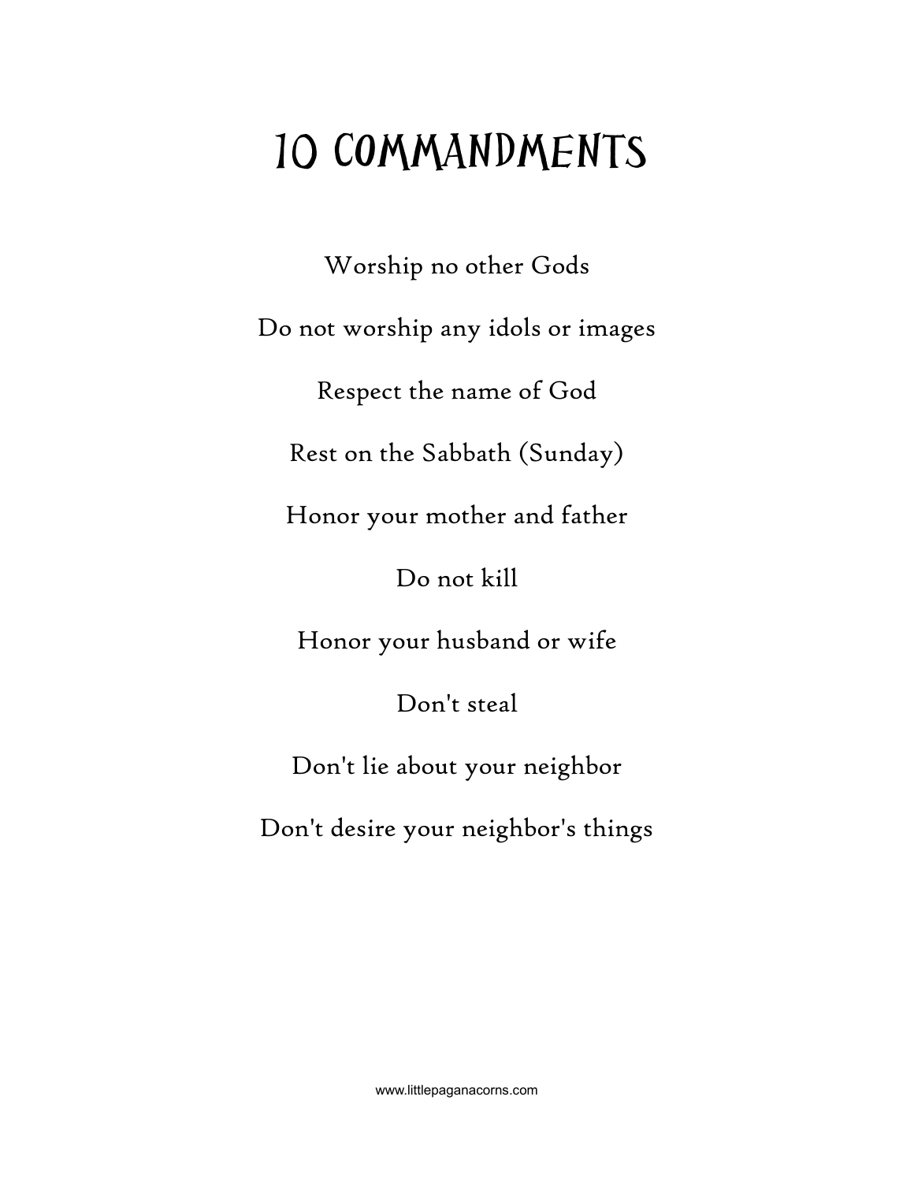# 10 COMMANDMENTS

Worship no other Gods

Do not worship any idols or images

Respect the name of God

Rest on the Sabbath (Sunday)

Honor your mother and father

Do not kill

Honor your husband or wife

Don't steal

Don't lie about your neighbor

Don't desire your neighbor's things

www.littlepaganacorns.com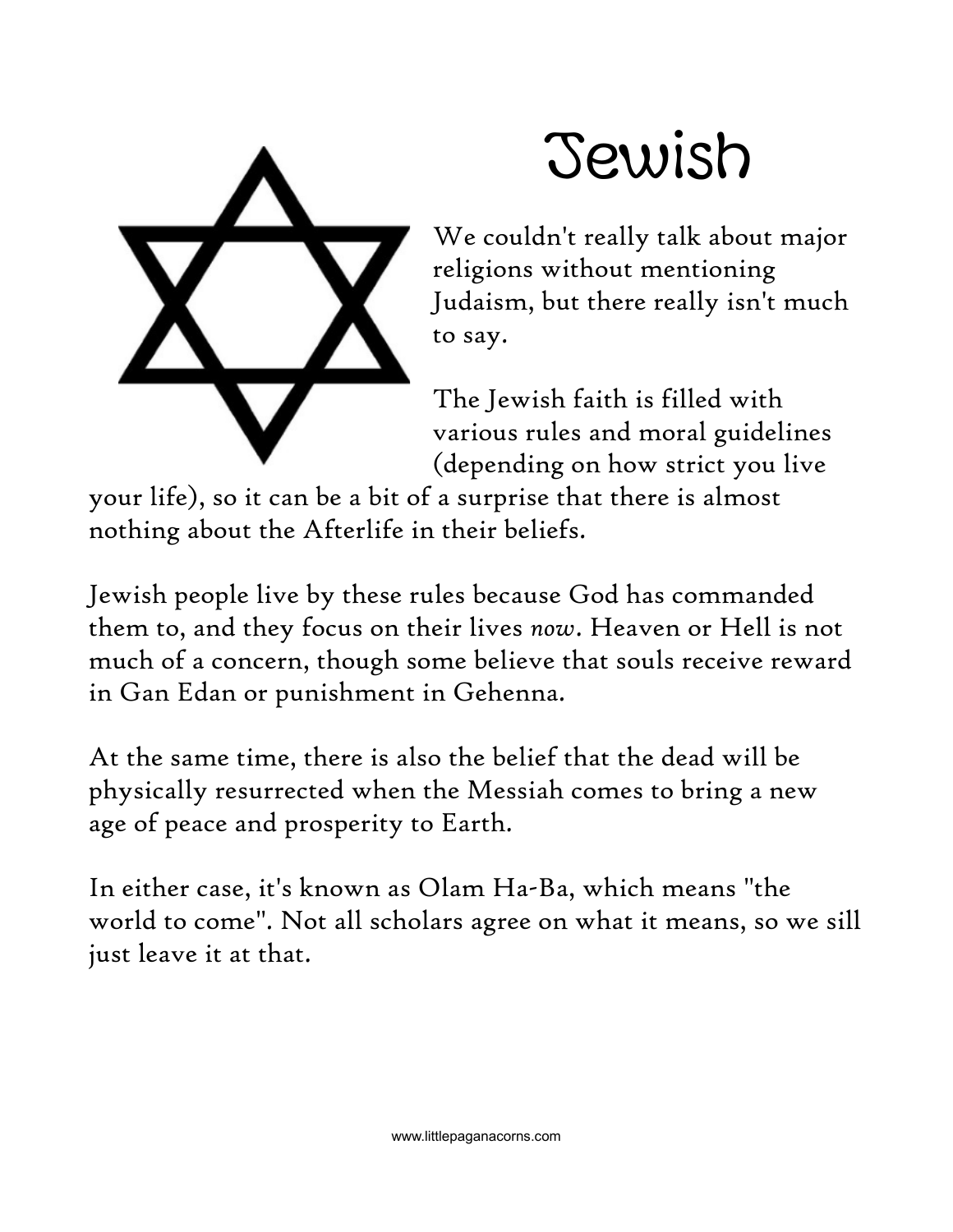# Jewish

We couldn't really talk about major religions without mentioning Judaism, but there really isn't much to say.

The Jewish faith is filled with various rules and moral guidelines (depending on how strict you live your life), so it can be a bit of a surprise that there is almost nothing about the Afterlife in their beliefs.

Jewish people live by these rules because God has commanded them to, and they focus on their lives *now*. Heaven or Hell is not much of a concern, though some believe that souls receive reward in Gan Edan or punishment in Gehenna.

At the same time, there is also the belief that the dead will be physically resurrected when the Messiah comes to bring a new age of peace and prosperity to Earth.

In either case, it's known as Olam Ha-Ba, which means "the world to come". Not all scholars agree on what it means, so we sill just leave it at that.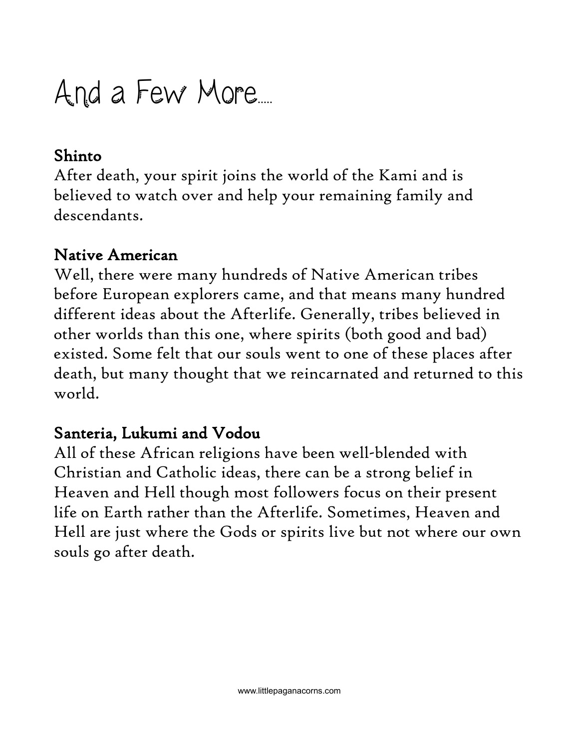# And a Few More.....

## Shinto

After death, your spirit joins the world of the Kami and is believed to watch over and help your remaining family and descendants.

## Native American

Well, there were many hundreds of Native American tribes before European explorers came, and that means many hundred different ideas about the Afterlife. Generally, tribes believed in other worlds than this one, where spirits (both good and bad) existed. Some felt that our souls went to one of these places after death, but many thought that we reincarnated and returned to this world.

## Santeria, Lukumi and Vodou

All of these African religions have been well-blended with Christian and Catholic ideas, there can be a strong belief in Heaven and Hell though most followers focus on their present life on Earth rather than the Afterlife. Sometimes, Heaven and Hell are just where the Gods or spirits live but not where our own souls go after death.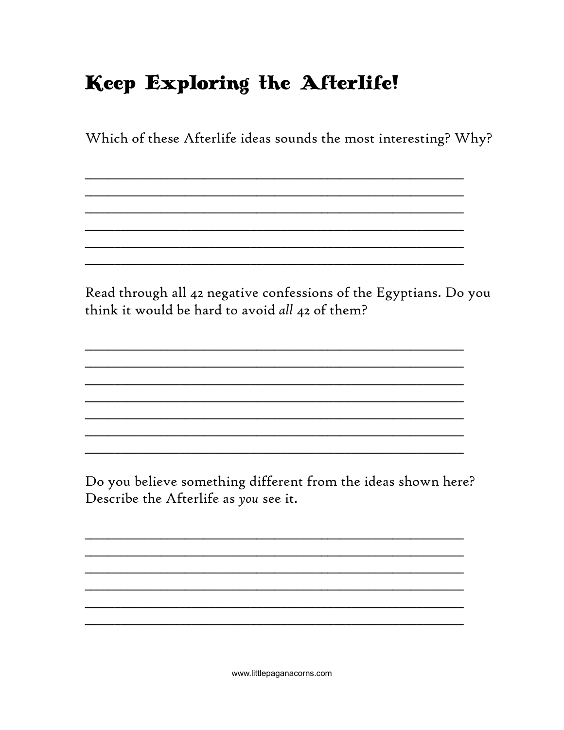# Keep Exploring the Afterlife!

Which of these Afterlife ideas sounds the most interesting? Why?

______________________________________________
______________________________________________
______________________________________________
______________________________________________
______________________________________________
______________________________________________

Read through all 42 negative confessions of the Egyptians. Do you think it would be hard to avoid *all* 42 of them?

______________________________________________
______________________________________________
______________________________________________
______________________________________________
______________________________________________
______________________________________________
______________________________________________

Do you believe something different from the ideas shown here? Describe the Afterlife as *you* see it.

______________________________________________
______________________________________________
______________________________________________
______________________________________________
______________________________________________
______________________________________________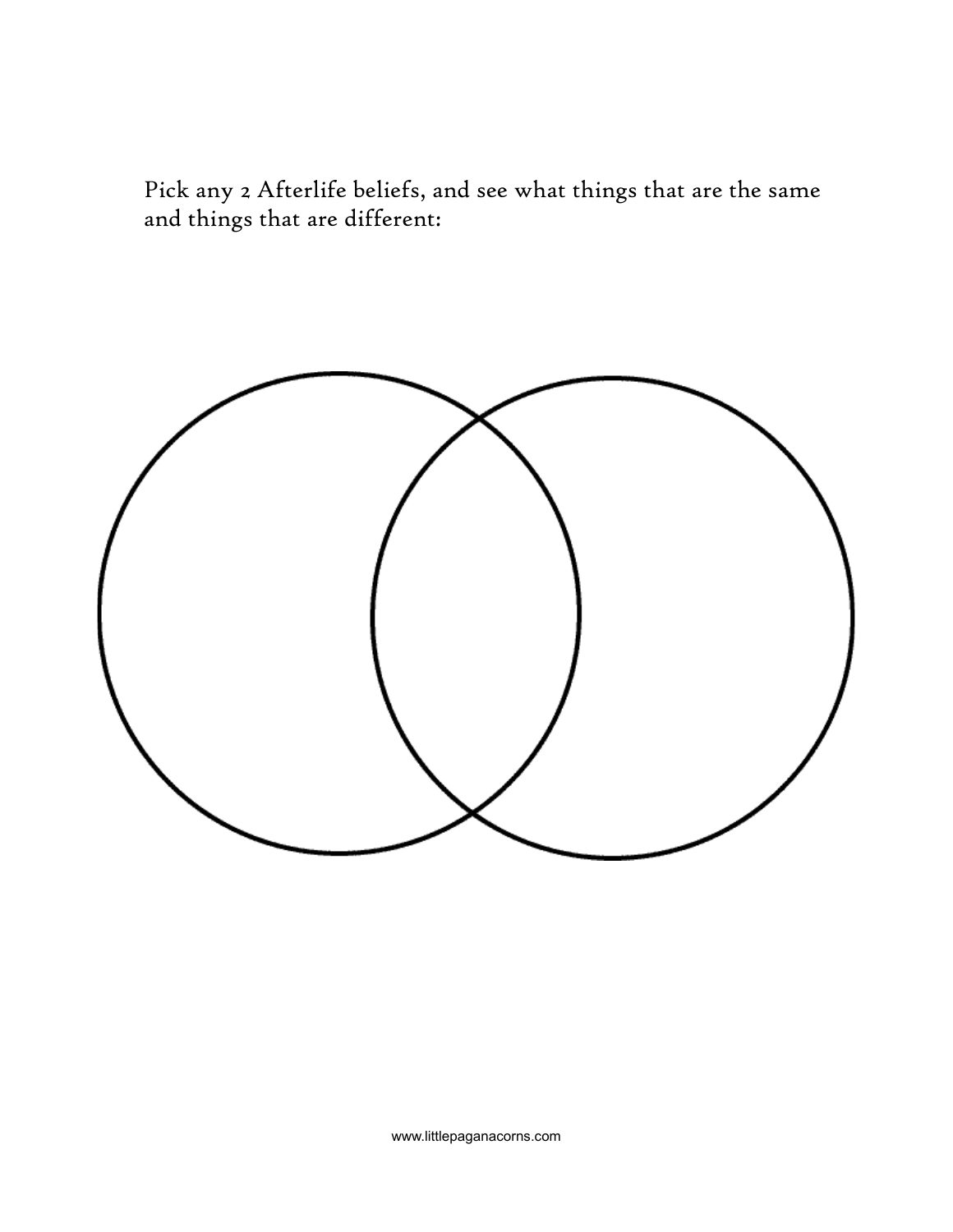Pick any 2 Afterlife beliefs, and see what things that are the same and things that are different: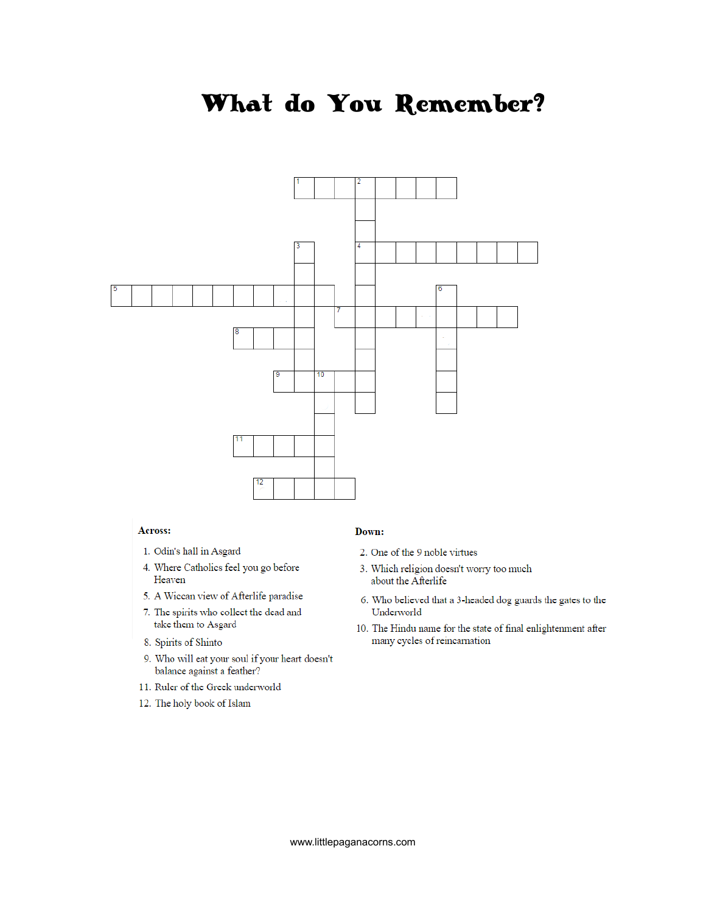# What do You Remember?

**Across:**

1. Odin's hall in Asgard
4. Where Catholics feel you go before Heaven
5. A Wiccan view of Afterlife paradise
7. The spirits who collect the dead and take them to Asgard
8. Spirits of Shinto
9. Who will eat your soul if your heart doesn't balance against a feather?
11. Ruler of the Greek underworld
12. The holy book of Islam

**Down:**

2. One of the 9 noble virtues
3. Which religion doesn't worry too much about the Afterlife
6. Who believed that a 3-headed dog guards the gates to the Underworld
10. The Hindu name for the state of final enlightenment after many cycles of reincarnation

www.littlepaganacorns.com